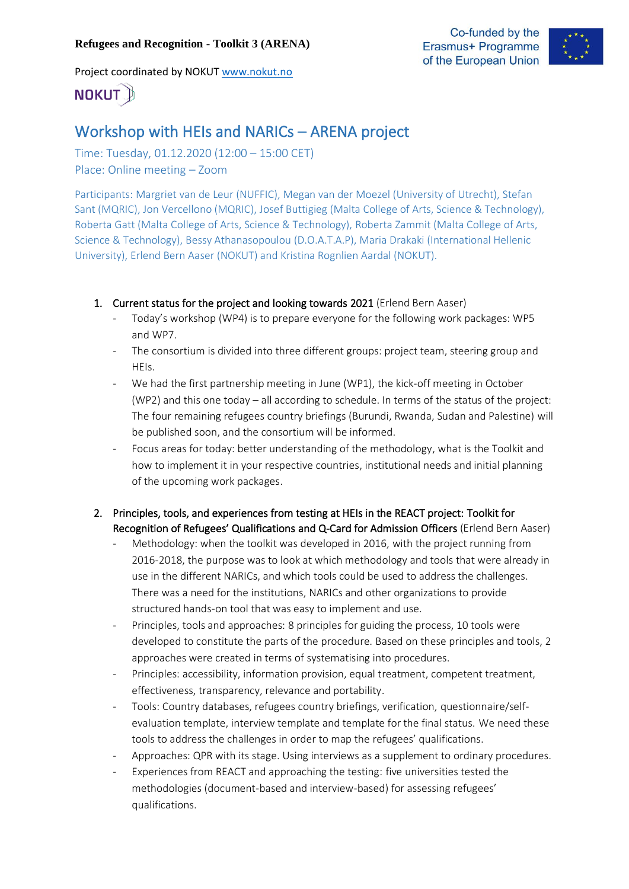**Refugees and Recognition - Toolkit 3 (ARENA)**

Co-funded by the Erasmus+ Programme of the European Union

Project coordinated by NOKUT www.nokut.no

# Workshop with HEIs and NARICs – ARENA project

Time: Tuesday, 01.12.2020 (12:00 – 15:00 CET)
Place: Online meeting – Zoom

Participants: Margriet van de Leur (NUFFIC), Megan van der Moezel (University of Utrecht), Stefan Sant (MQRIC), Jon Vercellono (MQRIC), Josef Buttigieg (Malta College of Arts, Science & Technology), Roberta Gatt (Malta College of Arts, Science & Technology), Roberta Zammit (Malta College of Arts, Science & Technology), Bessy Athanasopoulou (D.O.A.T.A.P), Maria Drakaki (International Hellenic University), Erlend Bern Aaser (NOKUT) and Kristina Rognlien Aardal (NOKUT).

1. **Current status for the project and looking towards 2021** (Erlend Bern Aaser)
   - Today's workshop (WP4) is to prepare everyone for the following work packages: WP5 and WP7.
   - The consortium is divided into three different groups: project team, steering group and HEIs.
   - We had the first partnership meeting in June (WP1), the kick-off meeting in October (WP2) and this one today – all according to schedule. In terms of the status of the project: The four remaining refugees country briefings (Burundi, Rwanda, Sudan and Palestine) will be published soon, and the consortium will be informed.
   - Focus areas for today: better understanding of the methodology, what is the Toolkit and how to implement it in your respective countries, institutional needs and initial planning of the upcoming work packages.

2. **Principles, tools, and experiences from testing at HEIs in the REACT project: Toolkit for Recognition of Refugees' Qualifications and Q-Card for Admission Officers** (Erlend Bern Aaser)
   - Methodology: when the toolkit was developed in 2016, with the project running from 2016-2018, the purpose was to look at which methodology and tools that were already in use in the different NARICs, and which tools could be used to address the challenges. There was a need for the institutions, NARICs and other organizations to provide structured hands-on tool that was easy to implement and use.
   - Principles, tools and approaches: 8 principles for guiding the process, 10 tools were developed to constitute the parts of the procedure. Based on these principles and tools, 2 approaches were created in terms of systematising into procedures.
   - Principles: accessibility, information provision, equal treatment, competent treatment, effectiveness, transparency, relevance and portability.
   - Tools: Country databases, refugees country briefings, verification, questionnaire/self-evaluation template, interview template and template for the final status. We need these tools to address the challenges in order to map the refugees' qualifications.
   - Approaches: QPR with its stage. Using interviews as a supplement to ordinary procedures.
   - Experiences from REACT and approaching the testing: five universities tested the methodologies (document-based and interview-based) for assessing refugees' qualifications.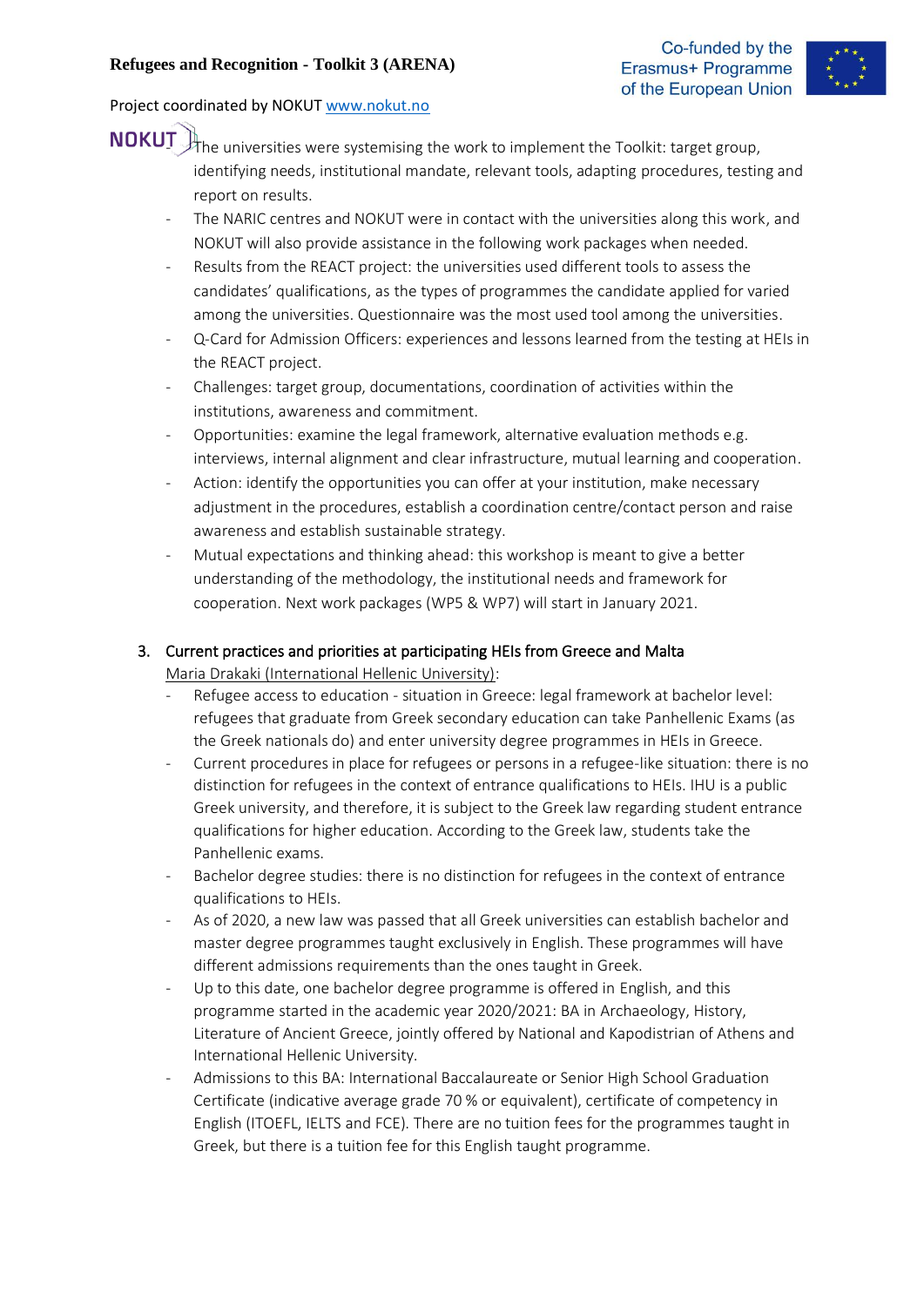- The universities were systemising the work to implement the Toolkit: target group, identifying needs, institutional mandate, relevant tools, adapting procedures, testing and report on results.
- The NARIC centres and NOKUT were in contact with the universities along this work, and NOKUT will also provide assistance in the following work packages when needed.
- Results from the REACT project: the universities used different tools to assess the candidates' qualifications, as the types of programmes the candidate applied for varied among the universities. Questionnaire was the most used tool among the universities.
- Q-Card for Admission Officers: experiences and lessons learned from the testing at HEIs in the REACT project.
- Challenges: target group, documentations, coordination of activities within the institutions, awareness and commitment.
- Opportunities: examine the legal framework, alternative evaluation methods e.g. interviews, internal alignment and clear infrastructure, mutual learning and cooperation.
- Action: identify the opportunities you can offer at your institution, make necessary adjustment in the procedures, establish a coordination centre/contact person and raise awareness and establish sustainable strategy.
- Mutual expectations and thinking ahead: this workshop is meant to give a better understanding of the methodology, the institutional needs and framework for cooperation. Next work packages (WP5 & WP7) will start in January 2021.

3. Current practices and priorities at participating HEIs from Greece and Malta

Maria Drakaki (International Hellenic University):

- Refugee access to education - situation in Greece: legal framework at bachelor level: refugees that graduate from Greek secondary education can take Panhellenic Exams (as the Greek nationals do) and enter university degree programmes in HEIs in Greece.
- Current procedures in place for refugees or persons in a refugee-like situation: there is no distinction for refugees in the context of entrance qualifications to HEIs. IHU is a public Greek university, and therefore, it is subject to the Greek law regarding student entrance qualifications for higher education. According to the Greek law, students take the Panhellenic exams.
- Bachelor degree studies: there is no distinction for refugees in the context of entrance qualifications to HEIs.
- As of 2020, a new law was passed that all Greek universities can establish bachelor and master degree programmes taught exclusively in English. These programmes will have different admissions requirements than the ones taught in Greek.
- Up to this date, one bachelor degree programme is offered in English, and this programme started in the academic year 2020/2021: BA in Archaeology, History, Literature of Ancient Greece, jointly offered by National and Kapodistrian of Athens and International Hellenic University.
- Admissions to this BA: International Baccalaureate or Senior High School Graduation Certificate (indicative average grade 70 % or equivalent), certificate of competency in English (ITOEFL, IELTS and FCE). There are no tuition fees for the programmes taught in Greek, but there is a tuition fee for this English taught programme.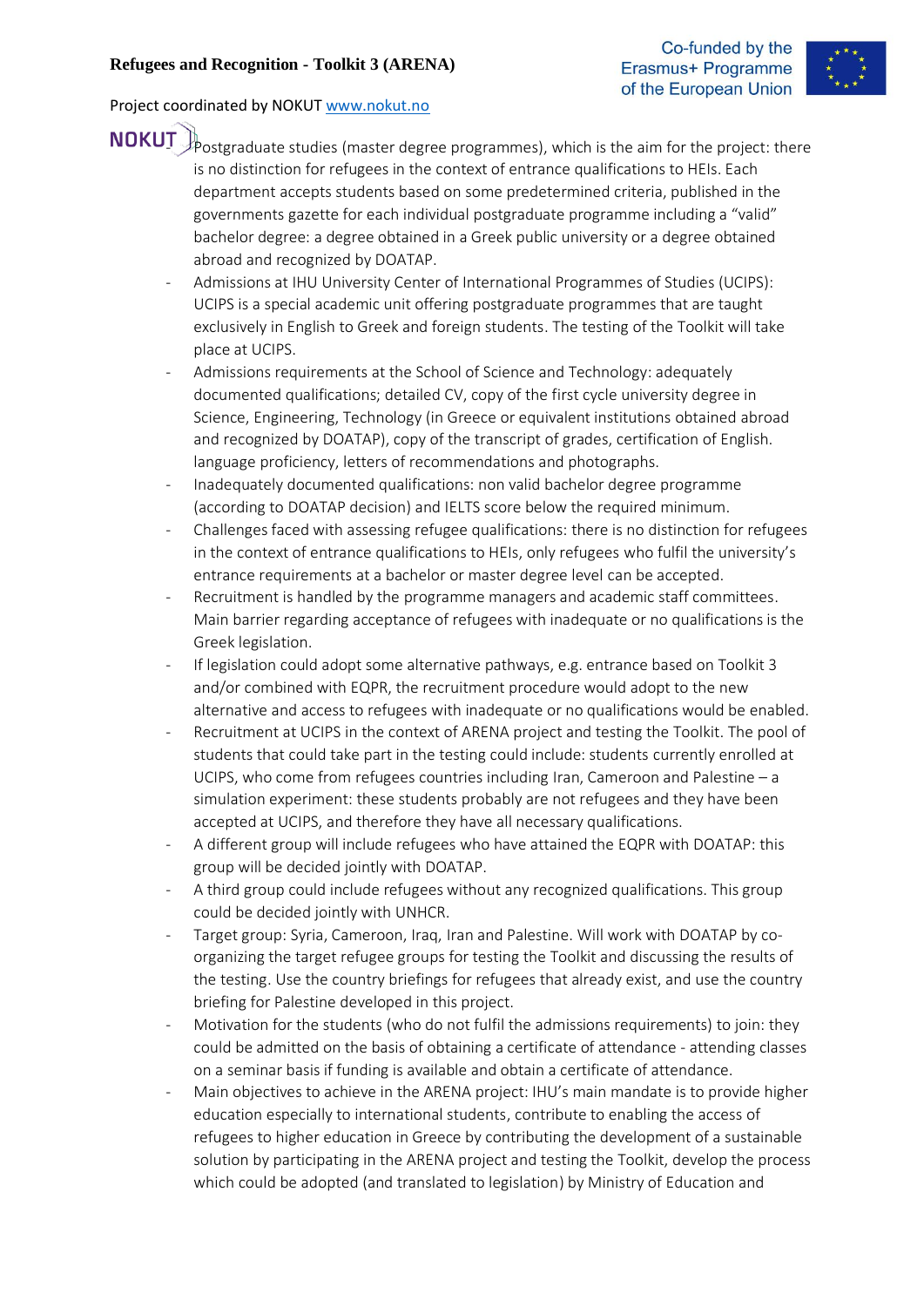Postgraduate studies (master degree programmes), which is the aim for the project: there is no distinction for refugees in the context of entrance qualifications to HEIs. Each department accepts students based on some predetermined criteria, published in the governments gazette for each individual postgraduate programme including a "valid" bachelor degree: a degree obtained in a Greek public university or a degree obtained abroad and recognized by DOATAP.

- Admissions at IHU University Center of International Programmes of Studies (UCIPS): UCIPS is a special academic unit offering postgraduate programmes that are taught exclusively in English to Greek and foreign students. The testing of the Toolkit will take place at UCIPS.
- Admissions requirements at the School of Science and Technology: adequately documented qualifications; detailed CV, copy of the first cycle university degree in Science, Engineering, Technology (in Greece or equivalent institutions obtained abroad and recognized by DOATAP), copy of the transcript of grades, certification of English. language proficiency, letters of recommendations and photographs.
- Inadequately documented qualifications: non valid bachelor degree programme (according to DOATAP decision) and IELTS score below the required minimum.
- Challenges faced with assessing refugee qualifications: there is no distinction for refugees in the context of entrance qualifications to HEIs, only refugees who fulfil the university's entrance requirements at a bachelor or master degree level can be accepted.
- Recruitment is handled by the programme managers and academic staff committees. Main barrier regarding acceptance of refugees with inadequate or no qualifications is the Greek legislation.
- If legislation could adopt some alternative pathways, e.g. entrance based on Toolkit 3 and/or combined with EQPR, the recruitment procedure would adopt to the new alternative and access to refugees with inadequate or no qualifications would be enabled.
- Recruitment at UCIPS in the context of ARENA project and testing the Toolkit. The pool of students that could take part in the testing could include: students currently enrolled at UCIPS, who come from refugees countries including Iran, Cameroon and Palestine – a simulation experiment: these students probably are not refugees and they have been accepted at UCIPS, and therefore they have all necessary qualifications.
- A different group will include refugees who have attained the EQPR with DOATAP: this group will be decided jointly with DOATAP.
- A third group could include refugees without any recognized qualifications. This group could be decided jointly with UNHCR.
- Target group: Syria, Cameroon, Iraq, Iran and Palestine. Will work with DOATAP by co-organizing the target refugee groups for testing the Toolkit and discussing the results of the testing. Use the country briefings for refugees that already exist, and use the country briefing for Palestine developed in this project.
- Motivation for the students (who do not fulfil the admissions requirements) to join: they could be admitted on the basis of obtaining a certificate of attendance - attending classes on a seminar basis if funding is available and obtain a certificate of attendance.
- Main objectives to achieve in the ARENA project: IHU's main mandate is to provide higher education especially to international students, contribute to enabling the access of refugees to higher education in Greece by contributing the development of a sustainable solution by participating in the ARENA project and testing the Toolkit, develop the process which could be adopted (and translated to legislation) by Ministry of Education and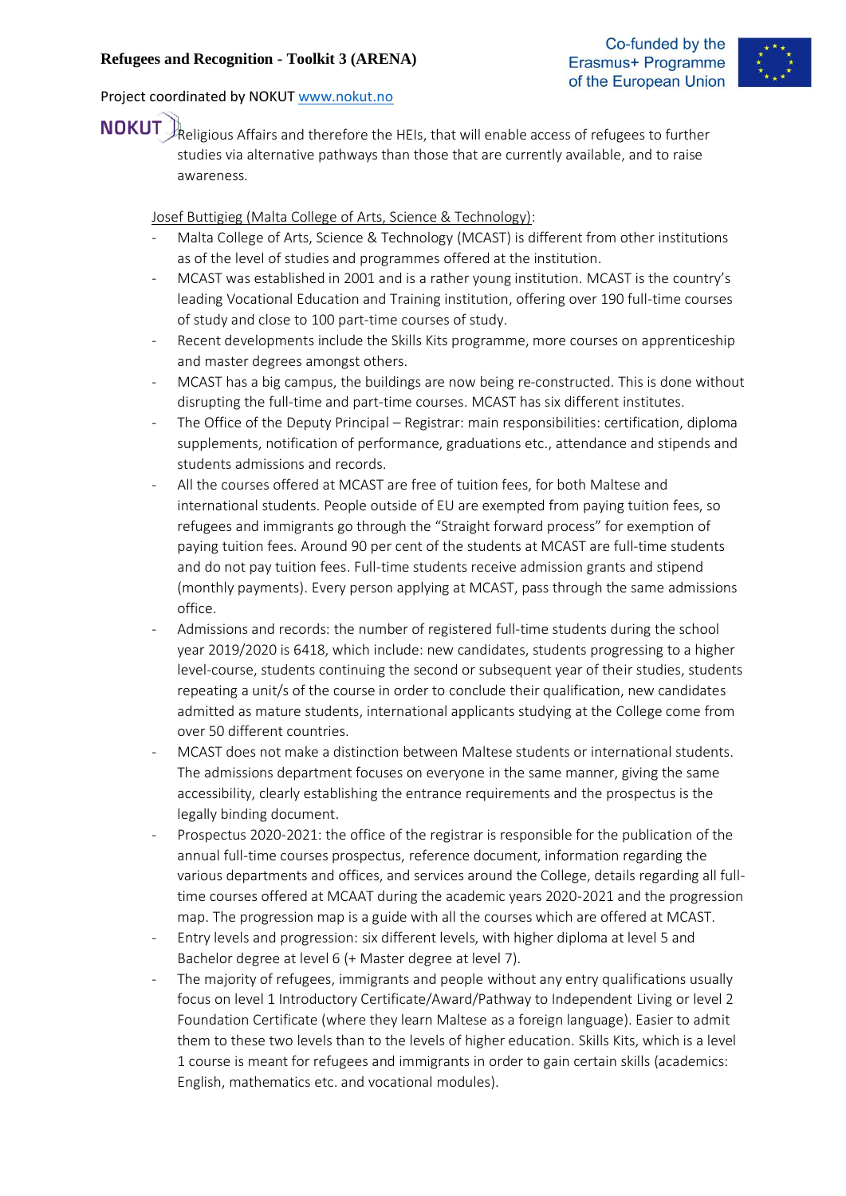Religious Affairs and therefore the HEIs, that will enable access of refugees to further studies via alternative pathways than those that are currently available, and to raise awareness.

Josef Buttigieg (Malta College of Arts, Science & Technology):

- Malta College of Arts, Science & Technology (MCAST) is different from other institutions as of the level of studies and programmes offered at the institution.
- MCAST was established in 2001 and is a rather young institution. MCAST is the country's leading Vocational Education and Training institution, offering over 190 full-time courses of study and close to 100 part-time courses of study.
- Recent developments include the Skills Kits programme, more courses on apprenticeship and master degrees amongst others.
- MCAST has a big campus, the buildings are now being re-constructed. This is done without disrupting the full-time and part-time courses. MCAST has six different institutes.
- The Office of the Deputy Principal – Registrar: main responsibilities: certification, diploma supplements, notification of performance, graduations etc., attendance and stipends and students admissions and records.
- All the courses offered at MCAST are free of tuition fees, for both Maltese and international students. People outside of EU are exempted from paying tuition fees, so refugees and immigrants go through the "Straight forward process" for exemption of paying tuition fees. Around 90 per cent of the students at MCAST are full-time students and do not pay tuition fees. Full-time students receive admission grants and stipend (monthly payments). Every person applying at MCAST, pass through the same admissions office.
- Admissions and records: the number of registered full-time students during the school year 2019/2020 is 6418, which include: new candidates, students progressing to a higher level-course, students continuing the second or subsequent year of their studies, students repeating a unit/s of the course in order to conclude their qualification, new candidates admitted as mature students, international applicants studying at the College come from over 50 different countries.
- MCAST does not make a distinction between Maltese students or international students. The admissions department focuses on everyone in the same manner, giving the same accessibility, clearly establishing the entrance requirements and the prospectus is the legally binding document.
- Prospectus 2020-2021: the office of the registrar is responsible for the publication of the annual full-time courses prospectus, reference document, information regarding the various departments and offices, and services around the College, details regarding all full-time courses offered at MCAAT during the academic years 2020-2021 and the progression map. The progression map is a guide with all the courses which are offered at MCAST.
- Entry levels and progression: six different levels, with higher diploma at level 5 and Bachelor degree at level 6 (+ Master degree at level 7).
- The majority of refugees, immigrants and people without any entry qualifications usually focus on level 1 Introductory Certificate/Award/Pathway to Independent Living or level 2 Foundation Certificate (where they learn Maltese as a foreign language). Easier to admit them to these two levels than to the levels of higher education. Skills Kits, which is a level 1 course is meant for refugees and immigrants in order to gain certain skills (academics: English, mathematics etc. and vocational modules).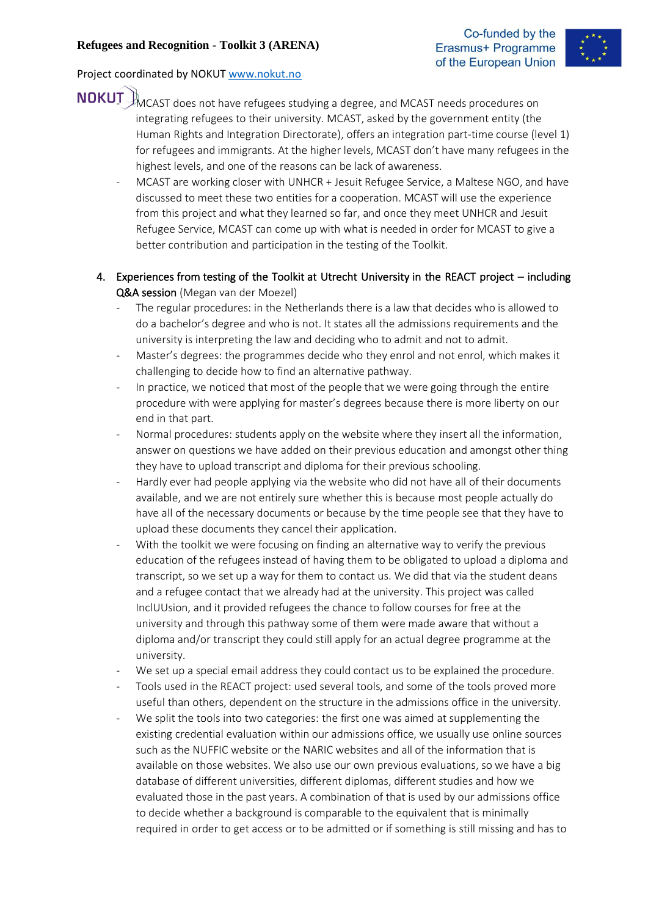MCAST does not have refugees studying a degree, and MCAST needs procedures on integrating refugees to their university. MCAST, asked by the government entity (the Human Rights and Integration Directorate), offers an integration part-time course (level 1) for refugees and immigrants. At the higher levels, MCAST don't have many refugees in the highest levels, and one of the reasons can be lack of awareness.

- MCAST are working closer with UNHCR + Jesuit Refugee Service, a Maltese NGO, and have discussed to meet these two entities for a cooperation. MCAST will use the experience from this project and what they learned so far, and once they meet UNHCR and Jesuit Refugee Service, MCAST can come up with what is needed in order for MCAST to give a better contribution and participation in the testing of the Toolkit.

4. Experiences from testing of the Toolkit at Utrecht University in the REACT project – including Q&A session (Megan van der Moezel)
   - The regular procedures: in the Netherlands there is a law that decides who is allowed to do a bachelor's degree and who is not. It states all the admissions requirements and the university is interpreting the law and deciding who to admit and not to admit.
   - Master's degrees: the programmes decide who they enrol and not enrol, which makes it challenging to decide how to find an alternative pathway.
   - In practice, we noticed that most of the people that we were going through the entire procedure with were applying for master's degrees because there is more liberty on our end in that part.
   - Normal procedures: students apply on the website where they insert all the information, answer on questions we have added on their previous education and amongst other thing they have to upload transcript and diploma for their previous schooling.
   - Hardly ever had people applying via the website who did not have all of their documents available, and we are not entirely sure whether this is because most people actually do have all of the necessary documents or because by the time people see that they have to upload these documents they cancel their application.
   - With the toolkit we were focusing on finding an alternative way to verify the previous education of the refugees instead of having them to be obligated to upload a diploma and transcript, so we set up a way for them to contact us. We did that via the student deans and a refugee contact that we already had at the university. This project was called InclUUsion, and it provided refugees the chance to follow courses for free at the university and through this pathway some of them were made aware that without a diploma and/or transcript they could still apply for an actual degree programme at the university.
   - We set up a special email address they could contact us to be explained the procedure.
   - Tools used in the REACT project: used several tools, and some of the tools proved more useful than others, dependent on the structure in the admissions office in the university.
   - We split the tools into two categories: the first one was aimed at supplementing the existing credential evaluation within our admissions office, we usually use online sources such as the NUFFIC website or the NARIC websites and all of the information that is available on those websites. We also use our own previous evaluations, so we have a big database of different universities, different diplomas, different studies and how we evaluated those in the past years. A combination of that is used by our admissions office to decide whether a background is comparable to the equivalent that is minimally required in order to get access or to be admitted or if something is still missing and has to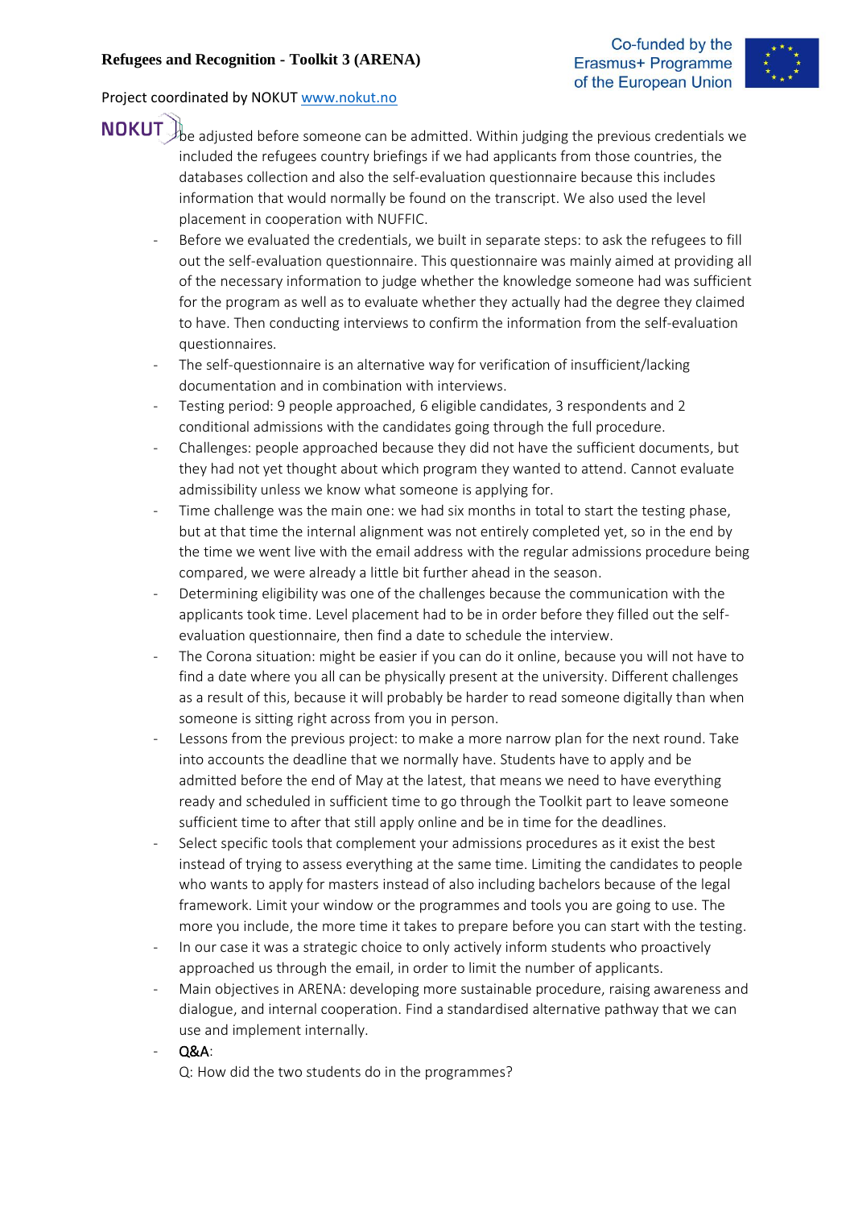be adjusted before someone can be admitted. Within judging the previous credentials we included the refugees country briefings if we had applicants from those countries, the databases collection and also the self-evaluation questionnaire because this includes information that would normally be found on the transcript. We also used the level placement in cooperation with NUFFIC.

- Before we evaluated the credentials, we built in separate steps: to ask the refugees to fill out the self-evaluation questionnaire. This questionnaire was mainly aimed at providing all of the necessary information to judge whether the knowledge someone had was sufficient for the program as well as to evaluate whether they actually had the degree they claimed to have. Then conducting interviews to confirm the information from the self-evaluation questionnaires.
- The self-questionnaire is an alternative way for verification of insufficient/lacking documentation and in combination with interviews.
- Testing period: 9 people approached, 6 eligible candidates, 3 respondents and 2 conditional admissions with the candidates going through the full procedure.
- Challenges: people approached because they did not have the sufficient documents, but they had not yet thought about which program they wanted to attend. Cannot evaluate admissibility unless we know what someone is applying for.
- Time challenge was the main one: we had six months in total to start the testing phase, but at that time the internal alignment was not entirely completed yet, so in the end by the time we went live with the email address with the regular admissions procedure being compared, we were already a little bit further ahead in the season.
- Determining eligibility was one of the challenges because the communication with the applicants took time. Level placement had to be in order before they filled out the self-evaluation questionnaire, then find a date to schedule the interview.
- The Corona situation: might be easier if you can do it online, because you will not have to find a date where you all can be physically present at the university. Different challenges as a result of this, because it will probably be harder to read someone digitally than when someone is sitting right across from you in person.
- Lessons from the previous project: to make a more narrow plan for the next round. Take into accounts the deadline that we normally have. Students have to apply and be admitted before the end of May at the latest, that means we need to have everything ready and scheduled in sufficient time to go through the Toolkit part to leave someone sufficient time to after that still apply online and be in time for the deadlines.
- Select specific tools that complement your admissions procedures as it exist the best instead of trying to assess everything at the same time. Limiting the candidates to people who wants to apply for masters instead of also including bachelors because of the legal framework. Limit your window or the programmes and tools you are going to use. The more you include, the more time it takes to prepare before you can start with the testing.
- In our case it was a strategic choice to only actively inform students who proactively approached us through the email, in order to limit the number of applicants.
- Main objectives in ARENA: developing more sustainable procedure, raising awareness and dialogue, and internal cooperation. Find a standardised alternative pathway that we can use and implement internally.
- Q&A:

  Q: How did the two students do in the programmes?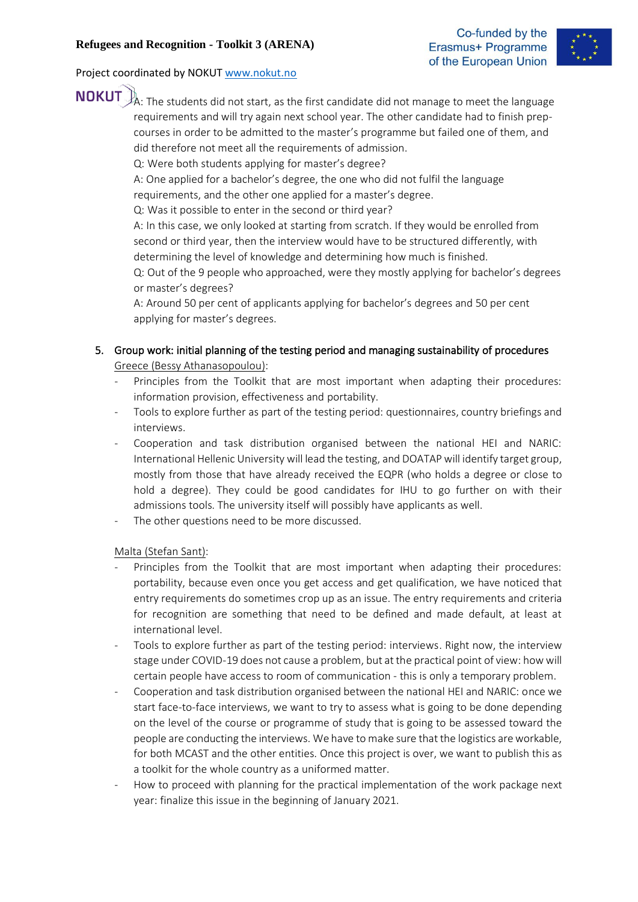A: The students did not start, as the first candidate did not manage to meet the language requirements and will try again next school year. The other candidate had to finish prep-courses in order to be admitted to the master's programme but failed one of them, and did therefore not meet all the requirements of admission.

Q: Were both students applying for master's degree?

A: One applied for a bachelor's degree, the one who did not fulfil the language requirements, and the other one applied for a master's degree.

Q: Was it possible to enter in the second or third year?

A: In this case, we only looked at starting from scratch. If they would be enrolled from second or third year, then the interview would have to be structured differently, with determining the level of knowledge and determining how much is finished.

Q: Out of the 9 people who approached, were they mostly applying for bachelor's degrees or master's degrees?

A: Around 50 per cent of applicants applying for bachelor's degrees and 50 per cent applying for master's degrees.

5. Group work: initial planning of the testing period and managing sustainability of procedures

Greece (Bessy Athanasopoulou):

- Principles from the Toolkit that are most important when adapting their procedures: information provision, effectiveness and portability.
- Tools to explore further as part of the testing period: questionnaires, country briefings and interviews.
- Cooperation and task distribution organised between the national HEI and NARIC: International Hellenic University will lead the testing, and DOATAP will identify target group, mostly from those that have already received the EQPR (who holds a degree or close to hold a degree). They could be good candidates for IHU to go further on with their admissions tools. The university itself will possibly have applicants as well.
- The other questions need to be more discussed.

Malta (Stefan Sant):

- Principles from the Toolkit that are most important when adapting their procedures: portability, because even once you get access and get qualification, we have noticed that entry requirements do sometimes crop up as an issue. The entry requirements and criteria for recognition are something that need to be defined and made default, at least at international level.
- Tools to explore further as part of the testing period: interviews. Right now, the interview stage under COVID-19 does not cause a problem, but at the practical point of view: how will certain people have access to room of communication - this is only a temporary problem.
- Cooperation and task distribution organised between the national HEI and NARIC: once we start face-to-face interviews, we want to try to assess what is going to be done depending on the level of the course or programme of study that is going to be assessed toward the people are conducting the interviews. We have to make sure that the logistics are workable, for both MCAST and the other entities. Once this project is over, we want to publish this as a toolkit for the whole country as a uniformed matter.
- How to proceed with planning for the practical implementation of the work package next year: finalize this issue in the beginning of January 2021.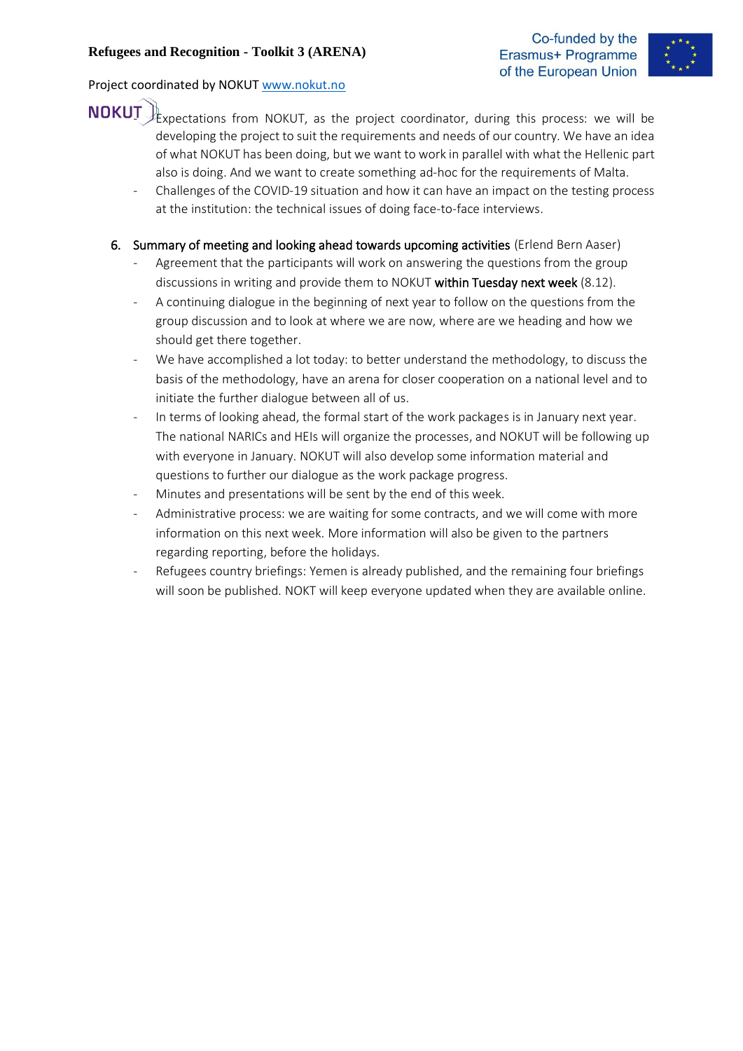- Expectations from NOKUT, as the project coordinator, during this process: we will be developing the project to suit the requirements and needs of our country. We have an idea of what NOKUT has been doing, but we want to work in parallel with what the Hellenic part also is doing. And we want to create something ad-hoc for the requirements of Malta.
- Challenges of the COVID-19 situation and how it can have an impact on the testing process at the institution: the technical issues of doing face-to-face interviews.

6. **Summary of meeting and looking ahead towards upcoming activities** (Erlend Bern Aaser)
   - Agreement that the participants will work on answering the questions from the group discussions in writing and provide them to NOKUT **within Tuesday next week** (8.12).
   - A continuing dialogue in the beginning of next year to follow on the questions from the group discussion and to look at where we are now, where are we heading and how we should get there together.
   - We have accomplished a lot today: to better understand the methodology, to discuss the basis of the methodology, have an arena for closer cooperation on a national level and to initiate the further dialogue between all of us.
   - In terms of looking ahead, the formal start of the work packages is in January next year. The national NARICs and HEIs will organize the processes, and NOKUT will be following up with everyone in January. NOKUT will also develop some information material and questions to further our dialogue as the work package progress.
   - Minutes and presentations will be sent by the end of this week.
   - Administrative process: we are waiting for some contracts, and we will come with more information on this next week. More information will also be given to the partners regarding reporting, before the holidays.
   - Refugees country briefings: Yemen is already published, and the remaining four briefings will soon be published. NOKT will keep everyone updated when they are available online.